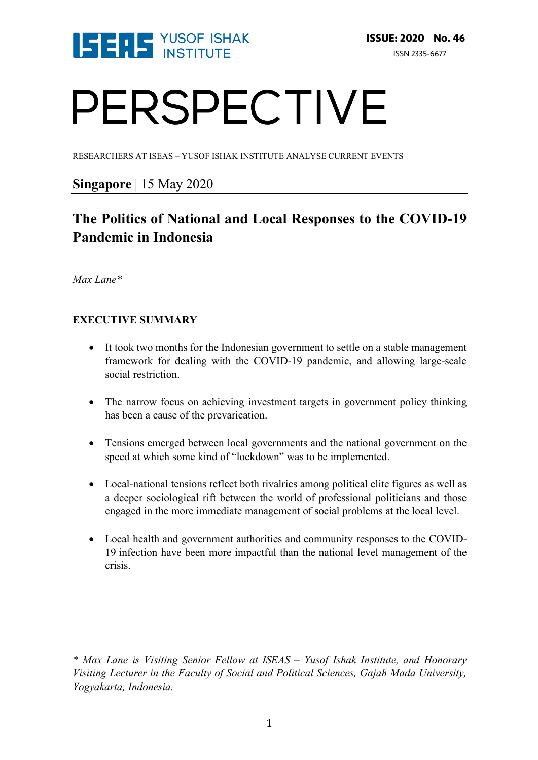ISEAS YUSOF ISHAK INSTITUTE

**ISSUE: 2020 No. 46**

ISSN 2335-6677

# PERSPECTIVE

RESEARCHERS AT ISEAS – YUSOF ISHAK INSTITUTE ANALYSE CURRENT EVENTS

**Singapore** | 15 May 2020

## The Politics of National and Local Responses to the COVID-19 Pandemic in Indonesia

*Max Lane**

### EXECUTIVE SUMMARY

- It took two months for the Indonesian government to settle on a stable management framework for dealing with the COVID-19 pandemic, and allowing large-scale social restriction.
- The narrow focus on achieving investment targets in government policy thinking has been a cause of the prevarication.
- Tensions emerged between local governments and the national government on the speed at which some kind of "lockdown" was to be implemented.
- Local-national tensions reflect both rivalries among political elite figures as well as a deeper sociological rift between the world of professional politicians and those engaged in the more immediate management of social problems at the local level.
- Local health and government authorities and community responses to the COVID-19 infection have been more impactful than the national level management of the crisis.

** Max Lane is Visiting Senior Fellow at ISEAS – Yusof Ishak Institute, and Honorary Visiting Lecturer in the Faculty of Social and Political Sciences, Gajah Mada University, Yogyakarta, Indonesia.*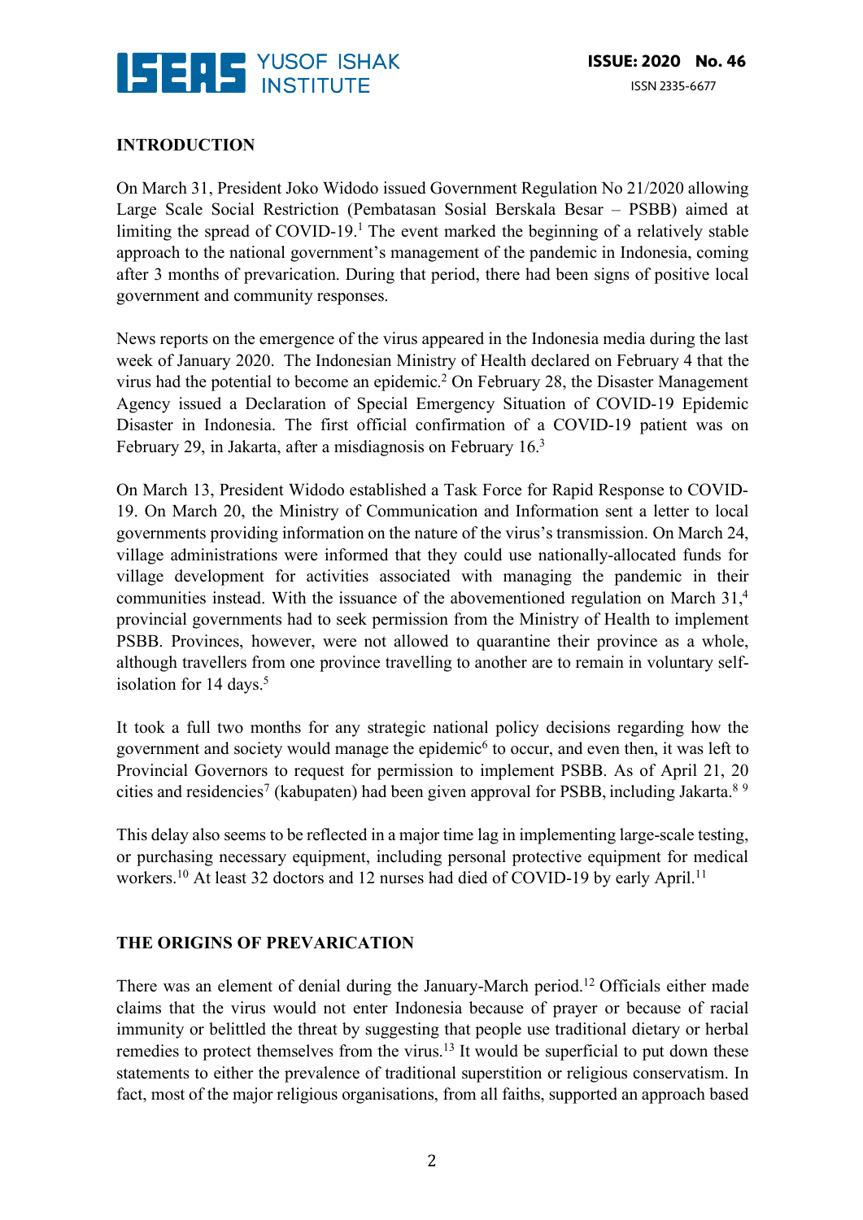## INTRODUCTION

On March 31, President Joko Widodo issued Government Regulation No 21/2020 allowing Large Scale Social Restriction (Pembatasan Sosial Berskala Besar – PSBB) aimed at limiting the spread of COVID-19.[1] The event marked the beginning of a relatively stable approach to the national government's management of the pandemic in Indonesia, coming after 3 months of prevarication. During that period, there had been signs of positive local government and community responses.

News reports on the emergence of the virus appeared in the Indonesia media during the last week of January 2020. The Indonesian Ministry of Health declared on February 4 that the virus had the potential to become an epidemic.[2] On February 28, the Disaster Management Agency issued a Declaration of Special Emergency Situation of COVID-19 Epidemic Disaster in Indonesia. The first official confirmation of a COVID-19 patient was on February 29, in Jakarta, after a misdiagnosis on February 16.[3]

On March 13, President Widodo established a Task Force for Rapid Response to COVID-19. On March 20, the Ministry of Communication and Information sent a letter to local governments providing information on the nature of the virus's transmission. On March 24, village administrations were informed that they could use nationally-allocated funds for village development for activities associated with managing the pandemic in their communities instead. With the issuance of the abovementioned regulation on March 31,[4] provincial governments had to seek permission from the Ministry of Health to implement PSBB. Provinces, however, were not allowed to quarantine their province as a whole, although travellers from one province travelling to another are to remain in voluntary self-isolation for 14 days.[5]

It took a full two months for any strategic national policy decisions regarding how the government and society would manage the epidemic[6] to occur, and even then, it was left to Provincial Governors to request for permission to implement PSBB. As of April 21, 20 cities and residencies[7] (kabupaten) had been given approval for PSBB, including Jakarta.[8] [9]

This delay also seems to be reflected in a major time lag in implementing large-scale testing, or purchasing necessary equipment, including personal protective equipment for medical workers.[10] At least 32 doctors and 12 nurses had died of COVID-19 by early April.[11]

## THE ORIGINS OF PREVARICATION

There was an element of denial during the January-March period.[12] Officials either made claims that the virus would not enter Indonesia because of prayer or because of racial immunity or belittled the threat by suggesting that people use traditional dietary or herbal remedies to protect themselves from the virus.[13] It would be superficial to put down these statements to either the prevalence of traditional superstition or religious conservatism. In fact, most of the major religious organisations, from all faiths, supported an approach based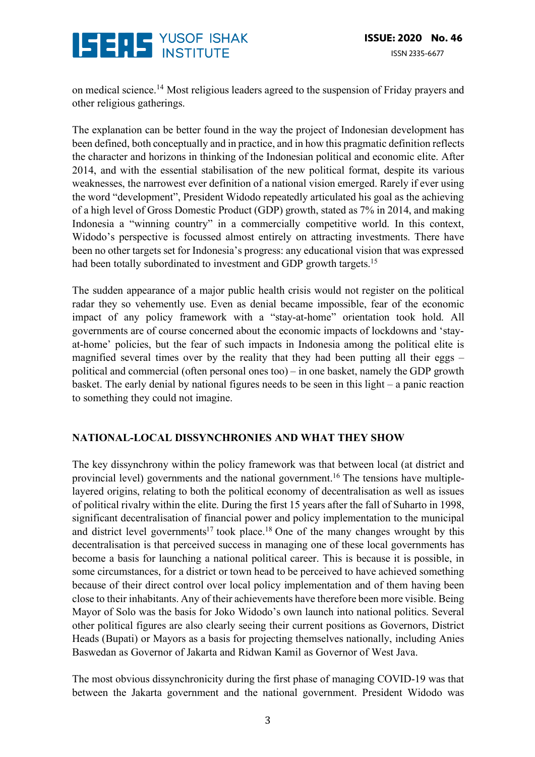on medical science.[14] Most religious leaders agreed to the suspension of Friday prayers and other religious gatherings.

The explanation can be better found in the way the project of Indonesian development has been defined, both conceptually and in practice, and in how this pragmatic definition reflects the character and horizons in thinking of the Indonesian political and economic elite. After 2014, and with the essential stabilisation of the new political format, despite its various weaknesses, the narrowest ever definition of a national vision emerged. Rarely if ever using the word "development", President Widodo repeatedly articulated his goal as the achieving of a high level of Gross Domestic Product (GDP) growth, stated as 7% in 2014, and making Indonesia a "winning country" in a commercially competitive world. In this context, Widodo's perspective is focussed almost entirely on attracting investments. There have been no other targets set for Indonesia's progress: any educational vision that was expressed had been totally subordinated to investment and GDP growth targets.[15]

The sudden appearance of a major public health crisis would not register on the political radar they so vehemently use. Even as denial became impossible, fear of the economic impact of any policy framework with a "stay-at-home" orientation took hold. All governments are of course concerned about the economic impacts of lockdowns and 'stay-at-home' policies, but the fear of such impacts in Indonesia among the political elite is magnified several times over by the reality that they had been putting all their eggs – political and commercial (often personal ones too) – in one basket, namely the GDP growth basket. The early denial by national figures needs to be seen in this light – a panic reaction to something they could not imagine.

## NATIONAL-LOCAL DISSYNCHRONIES AND WHAT THEY SHOW

The key dissynchrony within the policy framework was that between local (at district and provincial level) governments and the national government.[16] The tensions have multiple-layered origins, relating to both the political economy of decentralisation as well as issues of political rivalry within the elite. During the first 15 years after the fall of Suharto in 1998, significant decentralisation of financial power and policy implementation to the municipal and district level governments[17] took place.[18] One of the many changes wrought by this decentralisation is that perceived success in managing one of these local governments has become a basis for launching a national political career. This is because it is possible, in some circumstances, for a district or town head to be perceived to have achieved something because of their direct control over local policy implementation and of them having been close to their inhabitants. Any of their achievements have therefore been more visible. Being Mayor of Solo was the basis for Joko Widodo's own launch into national politics. Several other political figures are also clearly seeing their current positions as Governors, District Heads (Bupati) or Mayors as a basis for projecting themselves nationally, including Anies Baswedan as Governor of Jakarta and Ridwan Kamil as Governor of West Java.

The most obvious dissynchronicity during the first phase of managing COVID-19 was that between the Jakarta government and the national government. President Widodo was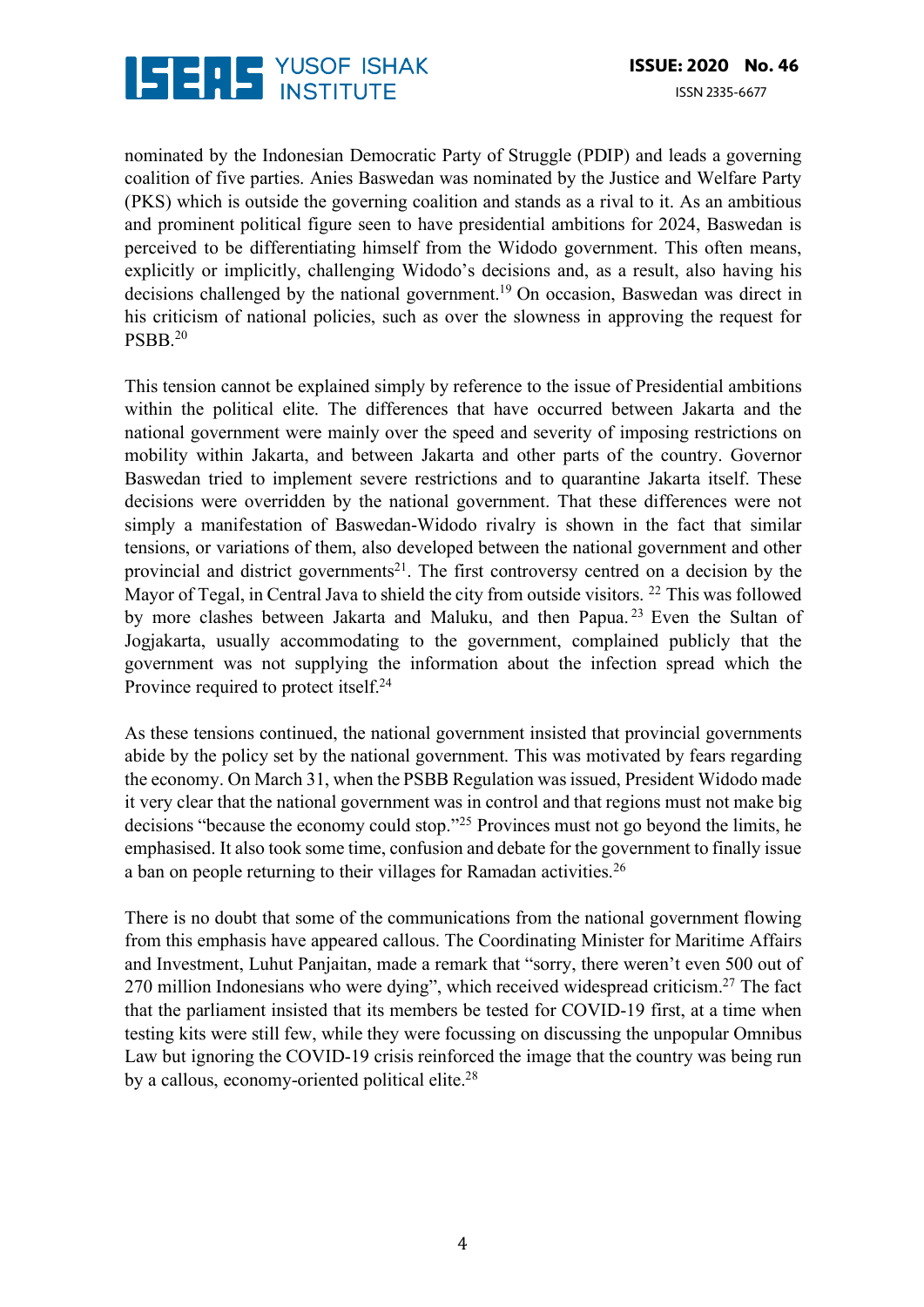nominated by the Indonesian Democratic Party of Struggle (PDIP) and leads a governing coalition of five parties. Anies Baswedan was nominated by the Justice and Welfare Party (PKS) which is outside the governing coalition and stands as a rival to it. As an ambitious and prominent political figure seen to have presidential ambitions for 2024, Baswedan is perceived to be differentiating himself from the Widodo government. This often means, explicitly or implicitly, challenging Widodo's decisions and, as a result, also having his decisions challenged by the national government.[19] On occasion, Baswedan was direct in his criticism of national policies, such as over the slowness in approving the request for PSBB.[20]

This tension cannot be explained simply by reference to the issue of Presidential ambitions within the political elite. The differences that have occurred between Jakarta and the national government were mainly over the speed and severity of imposing restrictions on mobility within Jakarta, and between Jakarta and other parts of the country. Governor Baswedan tried to implement severe restrictions and to quarantine Jakarta itself. These decisions were overridden by the national government. That these differences were not simply a manifestation of Baswedan-Widodo rivalry is shown in the fact that similar tensions, or variations of them, also developed between the national government and other provincial and district governments[21]. The first controversy centred on a decision by the Mayor of Tegal, in Central Java to shield the city from outside visitors. [22] This was followed by more clashes between Jakarta and Maluku, and then Papua.[23] Even the Sultan of Jogjakarta, usually accommodating to the government, complained publicly that the government was not supplying the information about the infection spread which the Province required to protect itself.[24]

As these tensions continued, the national government insisted that provincial governments abide by the policy set by the national government. This was motivated by fears regarding the economy. On March 31, when the PSBB Regulation was issued, President Widodo made it very clear that the national government was in control and that regions must not make big decisions "because the economy could stop."[25] Provinces must not go beyond the limits, he emphasised. It also took some time, confusion and debate for the government to finally issue a ban on people returning to their villages for Ramadan activities.[26]

There is no doubt that some of the communications from the national government flowing from this emphasis have appeared callous. The Coordinating Minister for Maritime Affairs and Investment, Luhut Panjaitan, made a remark that "sorry, there weren't even 500 out of 270 million Indonesians who were dying", which received widespread criticism.[27] The fact that the parliament insisted that its members be tested for COVID-19 first, at a time when testing kits were still few, while they were focussing on discussing the unpopular Omnibus Law but ignoring the COVID-19 crisis reinforced the image that the country was being run by a callous, economy-oriented political elite.[28]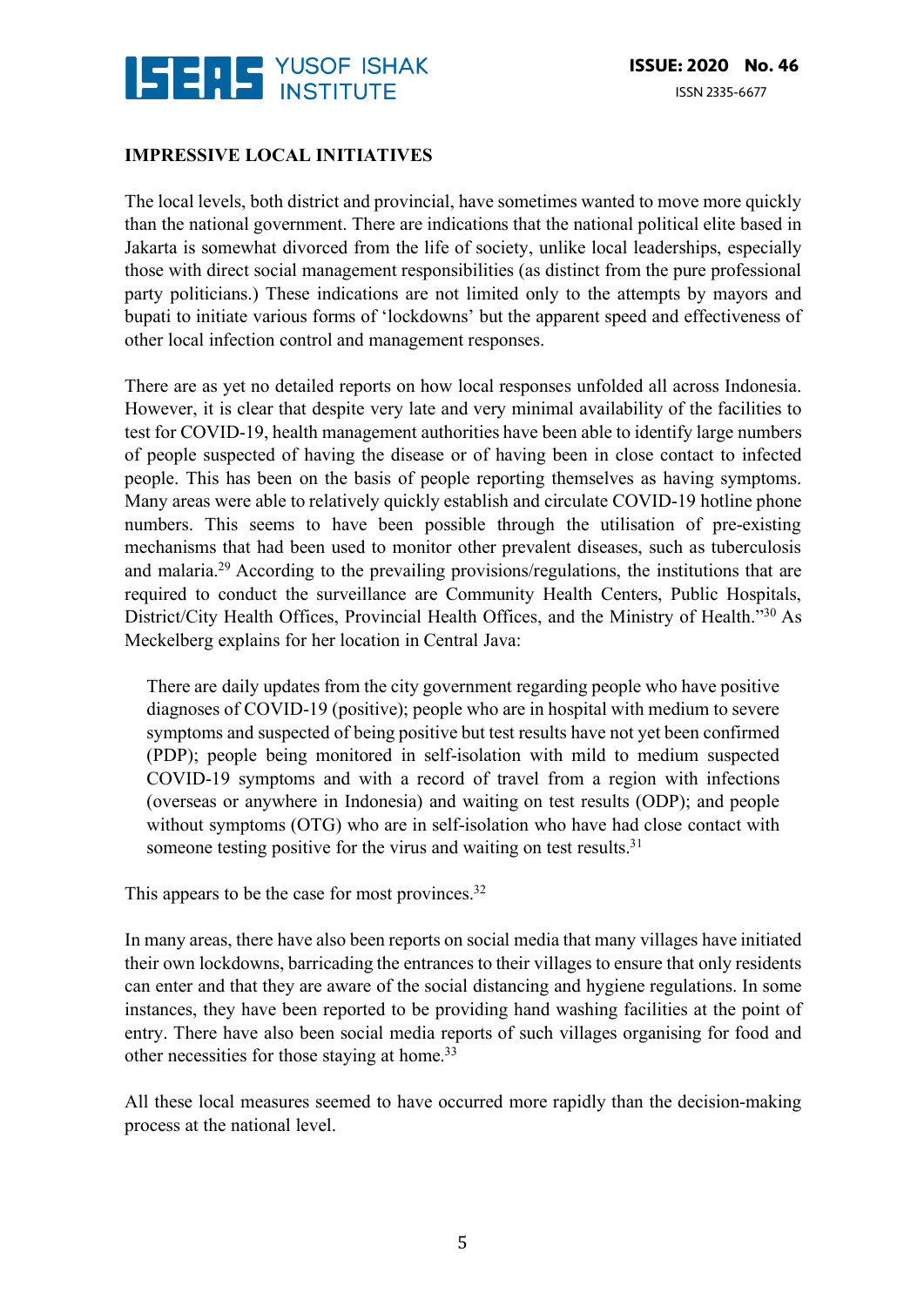**IMPRESSIVE LOCAL INITIATIVES**

The local levels, both district and provincial, have sometimes wanted to move more quickly than the national government. There are indications that the national political elite based in Jakarta is somewhat divorced from the life of society, unlike local leaderships, especially those with direct social management responsibilities (as distinct from the pure professional party politicians.) These indications are not limited only to the attempts by mayors and bupati to initiate various forms of 'lockdowns' but the apparent speed and effectiveness of other local infection control and management responses.

There are as yet no detailed reports on how local responses unfolded all across Indonesia. However, it is clear that despite very late and very minimal availability of the facilities to test for COVID-19, health management authorities have been able to identify large numbers of people suspected of having the disease or of having been in close contact to infected people. This has been on the basis of people reporting themselves as having symptoms. Many areas were able to relatively quickly establish and circulate COVID-19 hotline phone numbers. This seems to have been possible through the utilisation of pre-existing mechanisms that had been used to monitor other prevalent diseases, such as tuberculosis and malaria.[29] According to the prevailing provisions/regulations, the institutions that are required to conduct the surveillance are Community Health Centers, Public Hospitals, District/City Health Offices, Provincial Health Offices, and the Ministry of Health."[30] As Meckelberg explains for her location in Central Java:

> There are daily updates from the city government regarding people who have positive diagnoses of COVID-19 (positive); people who are in hospital with medium to severe symptoms and suspected of being positive but test results have not yet been confirmed (PDP); people being monitored in self-isolation with mild to medium suspected COVID-19 symptoms and with a record of travel from a region with infections (overseas or anywhere in Indonesia) and waiting on test results (ODP); and people without symptoms (OTG) who are in self-isolation who have had close contact with someone testing positive for the virus and waiting on test results.[31]

This appears to be the case for most provinces.[32]

In many areas, there have also been reports on social media that many villages have initiated their own lockdowns, barricading the entrances to their villages to ensure that only residents can enter and that they are aware of the social distancing and hygiene regulations. In some instances, they have been reported to be providing hand washing facilities at the point of entry. There have also been social media reports of such villages organising for food and other necessities for those staying at home.[33]

All these local measures seemed to have occurred more rapidly than the decision-making process at the national level.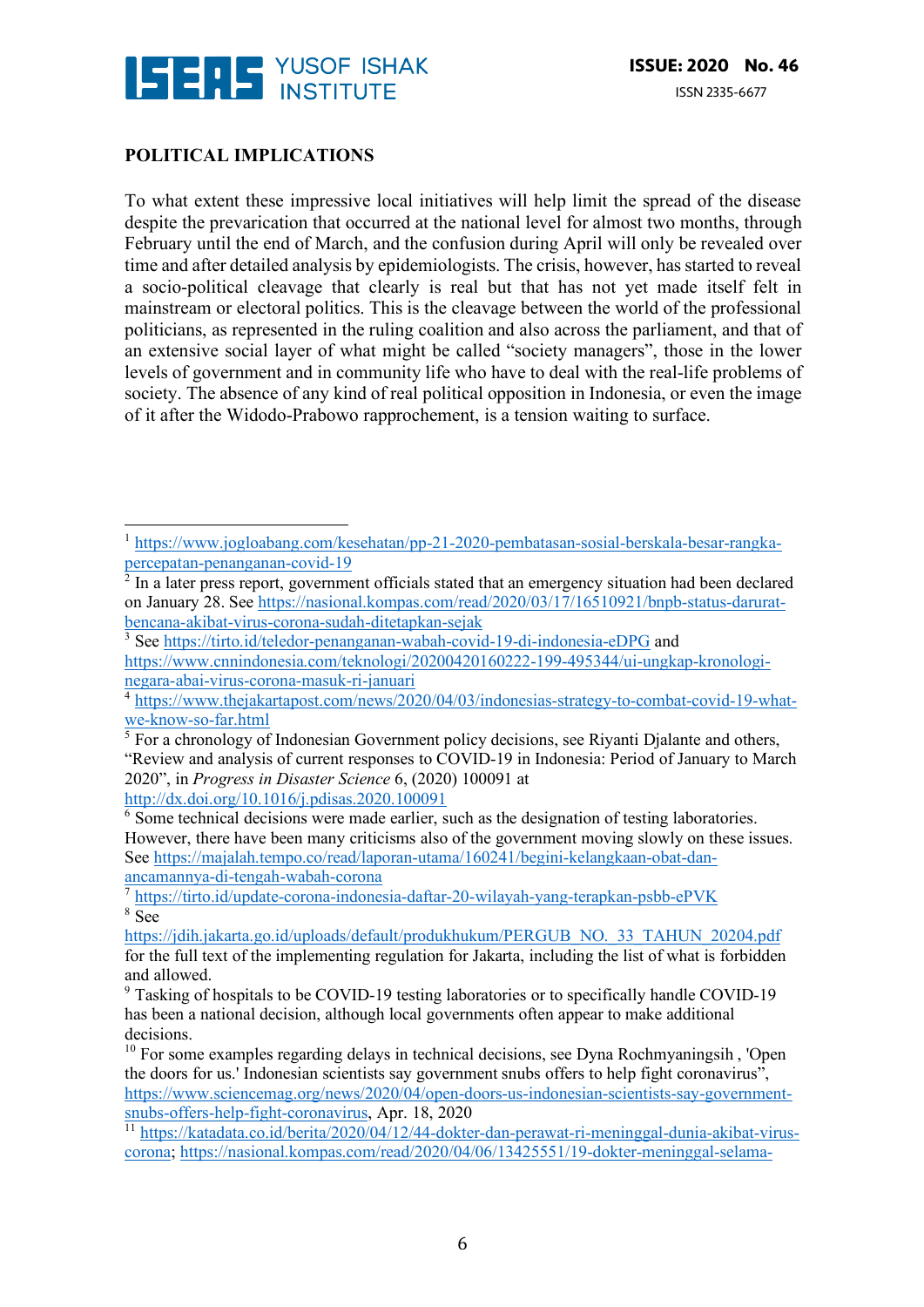**POLITICAL IMPLICATIONS**

To what extent these impressive local initiatives will help limit the spread of the disease despite the prevarication that occurred at the national level for almost two months, through February until the end of March, and the confusion during April will only be revealed over time and after detailed analysis by epidemiologists. The crisis, however, has started to reveal a socio-political cleavage that clearly is real but that has not yet made itself felt in mainstream or electoral politics. This is the cleavage between the world of the professional politicians, as represented in the ruling coalition and also across the parliament, and that of an extensive social layer of what might be called "society managers", those in the lower levels of government and in community life who have to deal with the real-life problems of society. The absence of any kind of real political opposition in Indonesia, or even the image of it after the Widodo-Prabowo rapprochement, is a tension waiting to surface.

---

[1] https://www.jogloabang.com/kesehatan/pp-21-2020-pembatasan-sosial-berskala-besar-rangka-percepatan-penanganan-covid-19

[2] In a later press report, government officials stated that an emergency situation had been declared on January 28. See https://nasional.kompas.com/read/2020/03/17/16510921/bnpb-status-darurat-bencana-akibat-virus-corona-sudah-ditetapkan-sejak

[3] See https://tirto.id/teledor-penanganan-wabah-covid-19-di-indonesia-eDPG and https://www.cnnindonesia.com/teknologi/20200420160222-199-495344/ui-ungkap-kronologi-negara-abai-virus-corona-masuk-ri-januari

[4] https://www.thejakartapost.com/news/2020/04/03/indonesias-strategy-to-combat-covid-19-what-we-know-so-far.html

[5] For a chronology of Indonesian Government policy decisions, see Riyanti Djalante and others, "Review and analysis of current responses to COVID-19 in Indonesia: Period of January to March 2020", in *Progress in Disaster Science* 6, (2020) 100091 at http://dx.doi.org/10.1016/j.pdisas.2020.100091

[6] Some technical decisions were made earlier, such as the designation of testing laboratories. However, there have been many criticisms also of the government moving slowly on these issues. See https://majalah.tempo.co/read/laporan-utama/160241/begini-kelangkaan-obat-dan-ancamannya-di-tengah-wabah-corona

[7] https://tirto.id/update-corona-indonesia-daftar-20-wilayah-yang-terapkan-psbb-ePVK

[8] See https://jdih.jakarta.go.id/uploads/default/produkhukum/PERGUB_NO._33_TAHUN_20204.pdf for the full text of the implementing regulation for Jakarta, including the list of what is forbidden and allowed.

[9] Tasking of hospitals to be COVID-19 testing laboratories or to specifically handle COVID-19 has been a national decision, although local governments often appear to make additional decisions.

[10] For some examples regarding delays in technical decisions, see Dyna Rochmyaningsih , 'Open the doors for us.' Indonesian scientists say government snubs offers to help fight coronavirus", https://www.sciencemag.org/news/2020/04/open-doors-us-indonesian-scientists-say-government-snubs-offers-help-fight-coronavirus, Apr. 18, 2020

[11] https://katadata.co.id/berita/2020/04/12/44-dokter-dan-perawat-ri-meninggal-dunia-akibat-virus-corona; https://nasional.kompas.com/read/2020/04/06/13425551/19-dokter-meninggal-selama-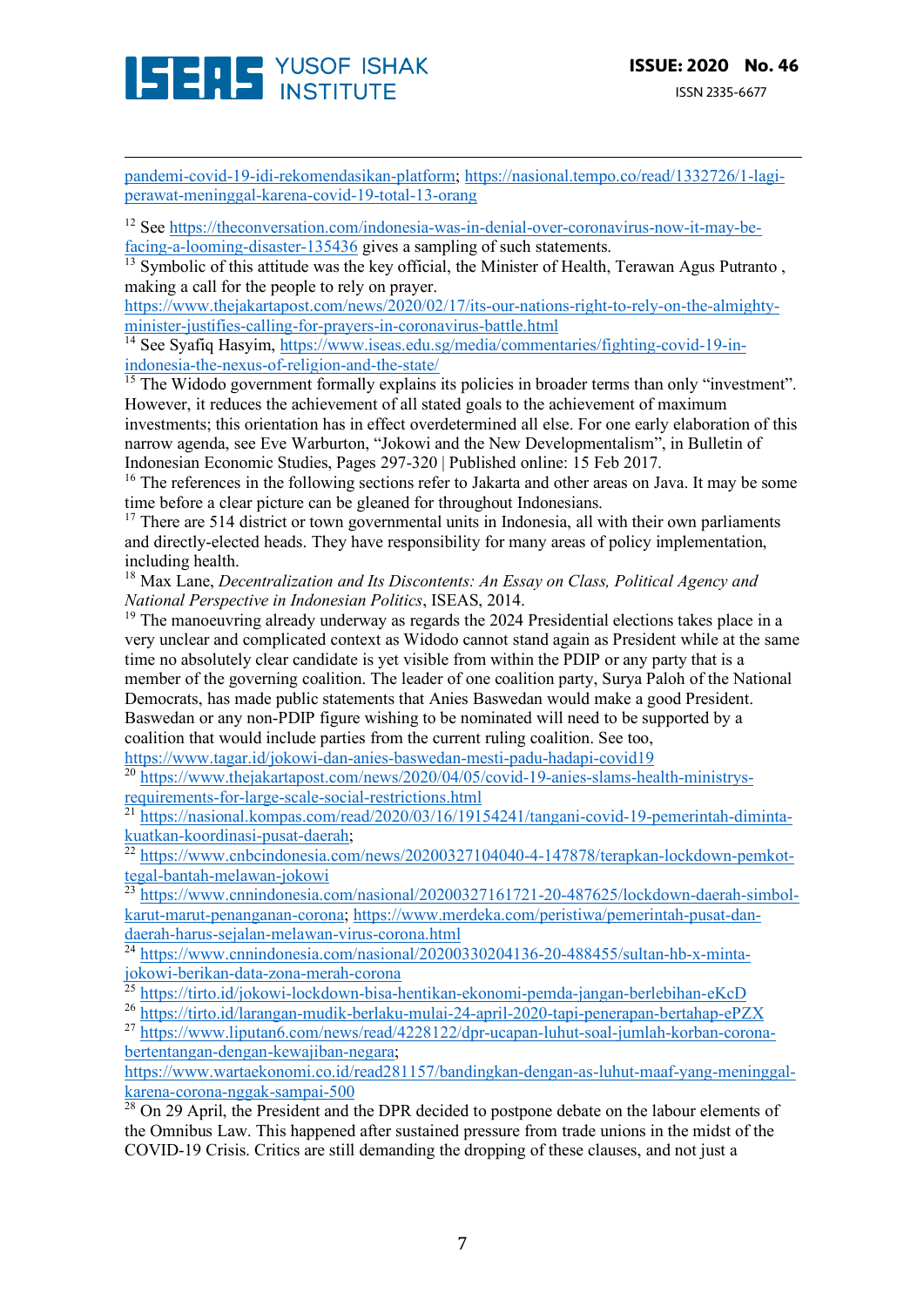pandemi-covid-19-idi-rekomendasikan-platform; https://nasional.tempo.co/read/1332726/1-lagi-perawat-meninggal-karena-covid-19-total-13-orang

[12] See https://theconversation.com/indonesia-was-in-denial-over-coronavirus-now-it-may-be-facing-a-looming-disaster-135436 gives a sampling of such statements.

[13] Symbolic of this attitude was the key official, the Minister of Health, Terawan Agus Putranto , making a call for the people to rely on prayer. https://www.thejakartapost.com/news/2020/02/17/its-our-nations-right-to-rely-on-the-almighty-minister-justifies-calling-for-prayers-in-coronavirus-battle.html

[14] See Syafiq Hasyim, https://www.iseas.edu.sg/media/commentaries/fighting-covid-19-in-indonesia-the-nexus-of-religion-and-the-state/

[15] The Widodo government formally explains its policies in broader terms than only "investment". However, it reduces the achievement of all stated goals to the achievement of maximum investments; this orientation has in effect overdetermined all else. For one early elaboration of this narrow agenda, see Eve Warburton, "Jokowi and the New Developmentalism", in Bulletin of Indonesian Economic Studies, Pages 297-320 | Published online: 15 Feb 2017.

[16] The references in the following sections refer to Jakarta and other areas on Java. It may be some time before a clear picture can be gleaned for throughout Indonesians.

[17] There are 514 district or town governmental units in Indonesia, all with their own parliaments and directly-elected heads. They have responsibility for many areas of policy implementation, including health.

[18] Max Lane, *Decentralization and Its Discontents: An Essay on Class, Political Agency and National Perspective in Indonesian Politics*, ISEAS, 2014.

[19] The manoeuvring already underway as regards the 2024 Presidential elections takes place in a very unclear and complicated context as Widodo cannot stand again as President while at the same time no absolutely clear candidate is yet visible from within the PDIP or any party that is a member of the governing coalition. The leader of one coalition party, Surya Paloh of the National Democrats, has made public statements that Anies Baswedan would make a good President. Baswedan or any non-PDIP figure wishing to be nominated will need to be supported by a coalition that would include parties from the current ruling coalition. See too, https://www.tagar.id/jokowi-dan-anies-baswedan-mesti-padu-hadapi-covid19

[20] https://www.thejakartapost.com/news/2020/04/05/covid-19-anies-slams-health-ministrys-requirements-for-large-scale-social-restrictions.html

[21] https://nasional.kompas.com/read/2020/03/16/19154241/tangani-covid-19-pemerintah-diminta-kuatkan-koordinasi-pusat-daerah;

[22] https://www.cnbcindonesia.com/news/20200327104040-4-147878/terapkan-lockdown-pemkot-tegal-bantah-melawan-jokowi

[23] https://www.cnnindonesia.com/nasional/20200327161721-20-487625/lockdown-daerah-simbol-karut-marut-penanganan-corona; https://www.merdeka.com/peristiwa/pemerintah-pusat-dan-daerah-harus-sejalan-melawan-virus-corona.html

[24] https://www.cnnindonesia.com/nasional/20200330204136-20-488455/sultan-hb-x-minta-jokowi-berikan-data-zona-merah-corona

[25] https://tirto.id/jokowi-lockdown-bisa-hentikan-ekonomi-pemda-jangan-berlebihan-eKcD

[26] https://tirto.id/larangan-mudik-berlaku-mulai-24-april-2020-tapi-penerapan-bertahap-ePZX

[27] https://www.liputan6.com/news/read/4228122/dpr-ucapan-luhut-soal-jumlah-korban-corona-bertentangan-dengan-kewajiban-negara; https://www.wartaekonomi.co.id/read281157/bandingkan-dengan-as-luhut-maaf-yang-meninggal-karena-corona-nggak-sampai-500

[28] On 29 April, the President and the DPR decided to postpone debate on the labour elements of the Omnibus Law. This happened after sustained pressure from trade unions in the midst of the COVID-19 Crisis. Critics are still demanding the dropping of these clauses, and not just a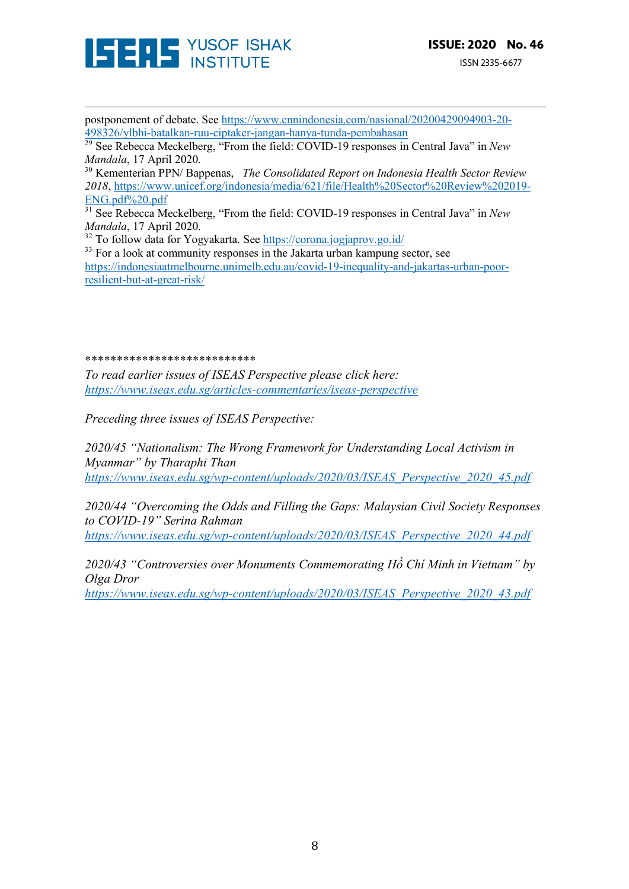postponement of debate. See https://www.cnnindonesia.com/nasional/20200429094903-20-498326/ylbhi-batalkan-ruu-ciptaker-jangan-hanya-tunda-pembahasan

[29] See Rebecca Meckelberg, "From the field: COVID-19 responses in Central Java" in *New Mandala*, 17 April 2020.

[30] Kementerian PPN/ Bappenas, *The Consolidated Report on Indonesia Health Sector Review 2018*, https://www.unicef.org/indonesia/media/621/file/Health%20Sector%20Review%202019-ENG.pdf%20.pdf

[31] See Rebecca Meckelberg, "From the field: COVID-19 responses in Central Java" in *New Mandala*, 17 April 2020.

[32] To follow data for Yogyakarta. See https://corona.jogjaprov.go.id/

[33] For a look at community responses in the Jakarta urban kampung sector, see https://indonesiaatmelbourne.unimelb.edu.au/covid-19-inequality-and-jakartas-urban-poor-resilient-but-at-great-risk/

\*\*\*\*\*\*\*\*\*\*\*\*\*\*\*\*\*\*\*\*\*\*\*\*\*\*

*To read earlier issues of ISEAS Perspective please click here:*
*https://www.iseas.edu.sg/articles-commentaries/iseas-perspective*

*Preceding three issues of ISEAS Perspective:*

*2020/45 "Nationalism: The Wrong Framework for Understanding Local Activism in Myanmar" by Tharaphi Than*
*https://www.iseas.edu.sg/wp-content/uploads/2020/03/ISEAS_Perspective_2020_45.pdf*

*2020/44 "Overcoming the Odds and Filling the Gaps: Malaysian Civil Society Responses to COVID-19" Serina Rahman*
*https://www.iseas.edu.sg/wp-content/uploads/2020/03/ISEAS_Perspective_2020_44.pdf*

*2020/43 "Controversies over Monuments Commemorating Hồ Chí Minh in Vietnam" by Olga Dror*
*https://www.iseas.edu.sg/wp-content/uploads/2020/03/ISEAS_Perspective_2020_43.pdf*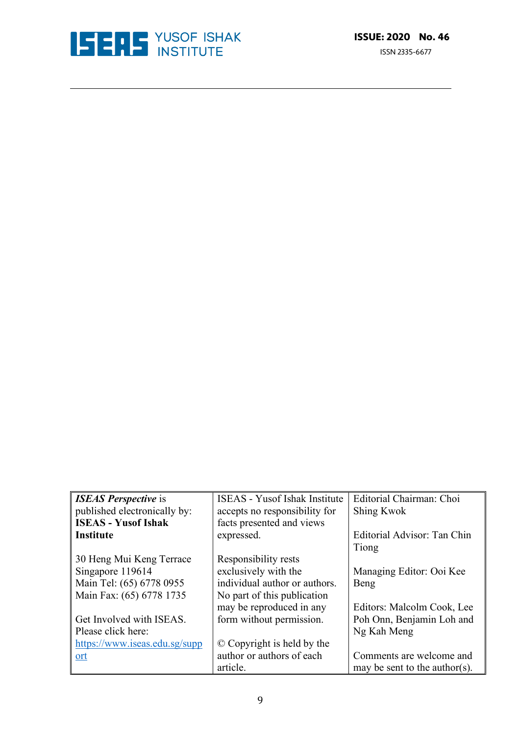| | | |
|---|---|---|
| ***ISEAS Perspective*** is published electronically by: **ISEAS - Yusof Ishak Institute**<br><br>30 Heng Mui Keng Terrace Singapore 119614<br>Main Tel: (65) 6778 0955<br>Main Fax: (65) 6778 1735<br><br>Get Involved with ISEAS. Please click here: [https://www.iseas.edu.sg/support](https://www.iseas.edu.sg/support) | ISEAS - Yusof Ishak Institute accepts no responsibility for facts presented and views expressed.<br><br>Responsibility rests exclusively with the individual author or authors. No part of this publication may be reproduced in any form without permission.<br><br>© Copyright is held by the author or authors of each article. | Editorial Chairman: Choi Shing Kwok<br><br>Editorial Advisor: Tan Chin Tiong<br><br>Managing Editor: Ooi Kee Beng<br><br>Editors: Malcolm Cook, Lee Poh Onn, Benjamin Loh and Ng Kah Meng<br><br>Comments are welcome and may be sent to the author(s). |